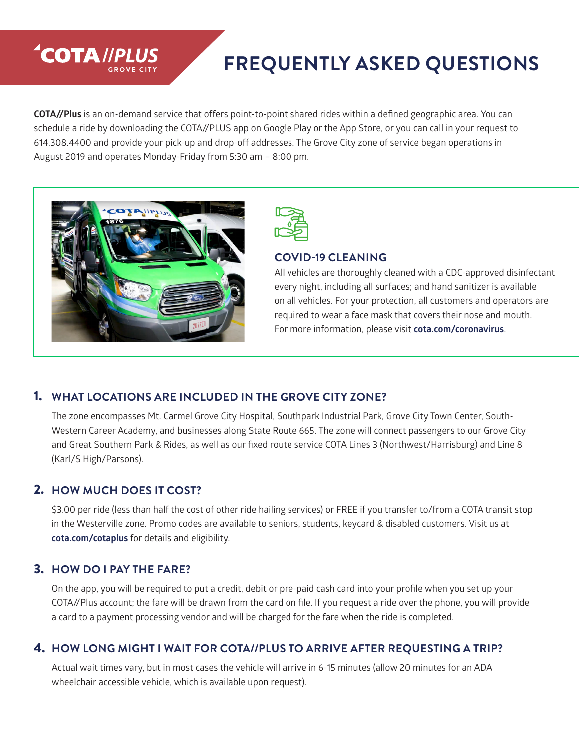# COTA//PLUS GROVE CITY

# FREQUENTLY ASKED QUESTIONS

**COTA//Plus** is an on-demand service that offers point-to-point shared rides within a defined geographic area. You can schedule a ride by downloading the COTA//PLUS app on Google Play or the App Store, or you can call in your request to 614.308.4400 and provide your pick-up and drop-off addresses. The Grove City zone of service began operations in August 2019 and operates Monday-Friday from 5:30 am – 8:00 pm.

## COVID-19 CLEANING

All vehicles are thoroughly cleaned with a CDC-approved disinfectant every night, including all surfaces; and hand sanitizer is available on all vehicles. For your protection, all customers and operators are required to wear a face mask that covers their nose and mouth. For more information, please visit **cota.com/coronavirus**.

## 1. WHAT LOCATIONS ARE INCLUDED IN THE GROVE CITY ZONE?

The zone encompasses Mt. Carmel Grove City Hospital, Southpark Industrial Park, Grove City Town Center, South-Western Career Academy, and businesses along State Route 665. The zone will connect passengers to our Grove City and Great Southern Park & Rides, as well as our fixed route service COTA Lines 3 (Northwest/Harrisburg) and Line 8 (Karl/S High/Parsons).

## 2. HOW MUCH DOES IT COST?

$3.00 per ride (less than half the cost of other ride hailing services) or FREE if you transfer to/from a COTA transit stop in the Westerville zone. Promo codes are available to seniors, students, keycard & disabled customers. Visit us at **cota.com/cotaplus** for details and eligibility.

## 3. HOW DO I PAY THE FARE?

On the app, you will be required to put a credit, debit or pre-paid cash card into your profile when you set up your COTA//Plus account; the fare will be drawn from the card on file. If you request a ride over the phone, you will provide a card to a payment processing vendor and will be charged for the fare when the ride is completed.

## 4. HOW LONG MIGHT I WAIT FOR COTA//PLUS TO ARRIVE AFTER REQUESTING A TRIP?

Actual wait times vary, but in most cases the vehicle will arrive in 6-15 minutes (allow 20 minutes for an ADA wheelchair accessible vehicle, which is available upon request).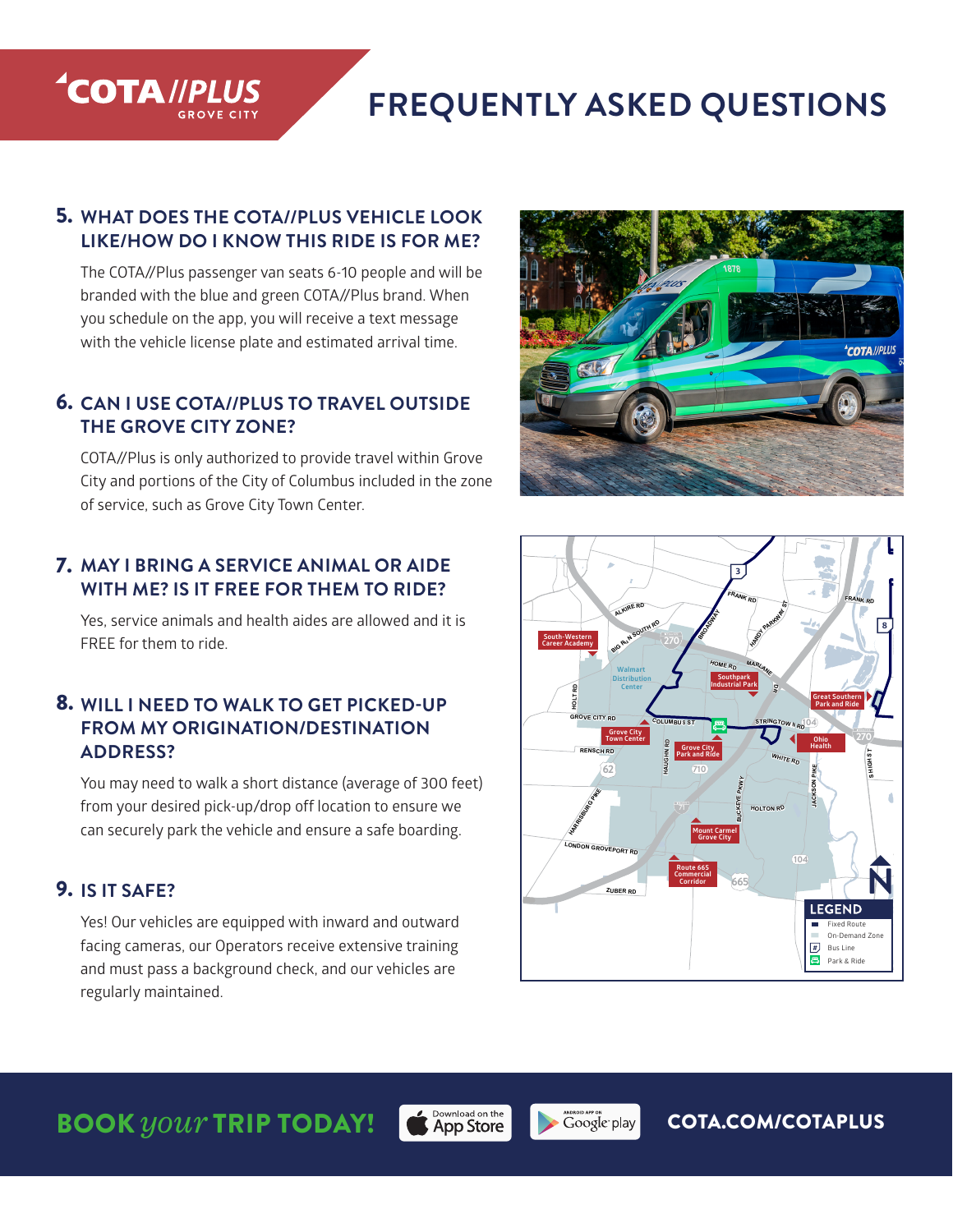COTA//PLUS GROVE CITY

# FREQUENTLY ASKED QUESTIONS

### 5. WHAT DOES THE COTA//PLUS VEHICLE LOOK LIKE/HOW DO I KNOW THIS RIDE IS FOR ME?

The COTA//Plus passenger van seats 6-10 people and will be branded with the blue and green COTA//Plus brand. When you schedule on the app, you will receive a text message with the vehicle license plate and estimated arrival time.

### 6. CAN I USE COTA//PLUS TO TRAVEL OUTSIDE THE GROVE CITY ZONE?

COTA//Plus is only authorized to provide travel within Grove City and portions of the City of Columbus included in the zone of service, such as Grove City Town Center.

### 7. MAY I BRING A SERVICE ANIMAL OR AIDE WITH ME? IS IT FREE FOR THEM TO RIDE?

Yes, service animals and health aides are allowed and it is FREE for them to ride.

### 8. WILL I NEED TO WALK TO GET PICKED-UP FROM MY ORIGINATION/DESTINATION ADDRESS?

You may need to walk a short distance (average of 300 feet) from your desired pick-up/drop off location to ensure we can securely park the vehicle and ensure a safe boarding.

### 9. IS IT SAFE?

Yes! Our vehicles are equipped with inward and outward facing cameras, our Operators receive extensive training and must pass a background check, and our vehicles are regularly maintained.

LEGEND
Fixed Route
On-Demand Zone
Bus Line
Park & Ride

**BOOK *your* TRIP TODAY!** Download on the App Store | Android App on Google play | COTA.COM/COTAPLUS